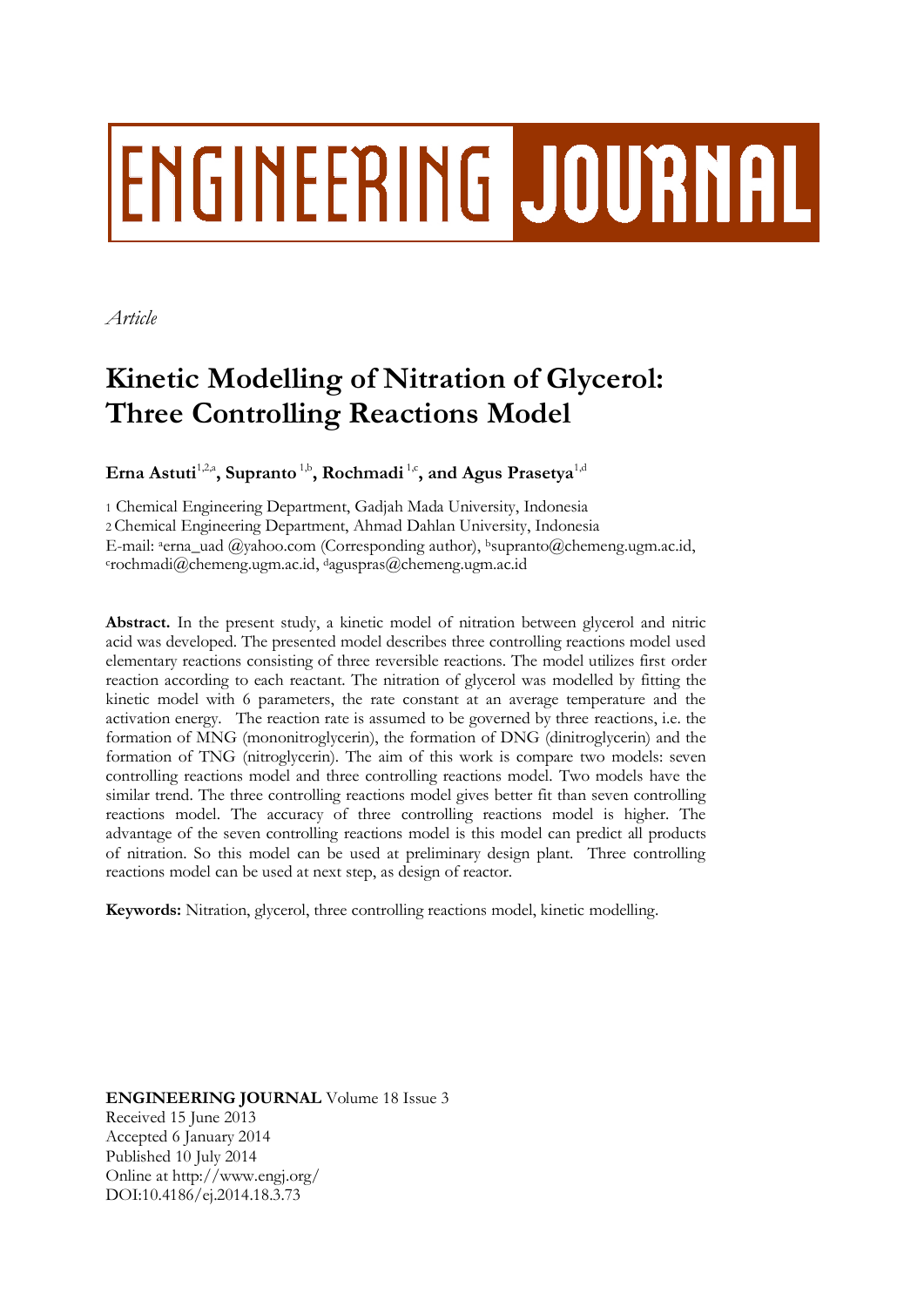# ENGINEERING JOURNAL

*Article*

# Kinetic Modelling of Nitration of Glycerol: Three Controlling Reactions Model

**Erna Astuti**[1,2,a]**, Supranto**[1,b]**, Rochmadi**[1,c]**, and Agus Prasetya**[1,d]

1 Chemical Engineering Department, Gadjah Mada University, Indonesia
2 Chemical Engineering Department, Ahmad Dahlan University, Indonesia
E-mail: [a]erna_uad @yahoo.com (Corresponding author), [b]supranto@chemeng.ugm.ac.id, [c]rochmadi@chemeng.ugm.ac.id, [d]aguspras@chemeng.ugm.ac.id

**Abstract.** In the present study, a kinetic model of nitration between glycerol and nitric acid was developed. The presented model describes three controlling reactions model used elementary reactions consisting of three reversible reactions. The model utilizes first order reaction according to each reactant. The nitration of glycerol was modelled by fitting the kinetic model with 6 parameters, the rate constant at an average temperature and the activation energy. The reaction rate is assumed to be governed by three reactions, i.e. the formation of MNG (mononitroglycerin), the formation of DNG (dinitroglycerin) and the formation of TNG (nitroglycerin). The aim of this work is compare two models: seven controlling reactions model and three controlling reactions model. Two models have the similar trend. The three controlling reactions model gives better fit than seven controlling reactions model. The accuracy of three controlling reactions model is higher. The advantage of the seven controlling reactions model is this model can predict all products of nitration. So this model can be used at preliminary design plant. Three controlling reactions model can be used at next step, as design of reactor.

**Keywords:** Nitration, glycerol, three controlling reactions model, kinetic modelling.

**ENGINEERING JOURNAL** Volume 18 Issue 3
Received 15 June 2013
Accepted 6 January 2014
Published 10 July 2014
Online at http://www.engj.org/
DOI:10.4186/ej.2014.18.3.73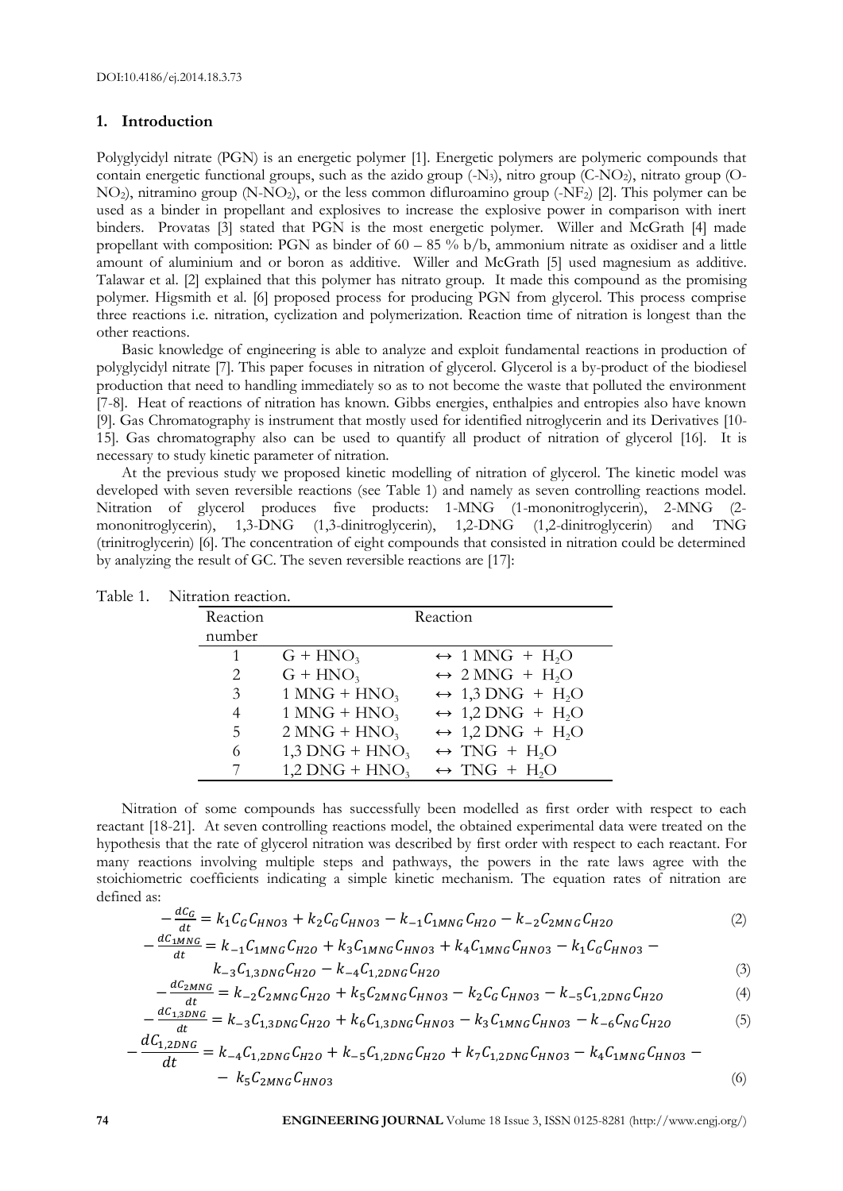DOI:10.4186/ej.2014.18.3.73

## 1. Introduction

Polyglycidyl nitrate (PGN) is an energetic polymer [1]. Energetic polymers are polymeric compounds that contain energetic functional groups, such as the azido group ($-N_3$), nitro group ($C-NO_2$), nitrato group ($O-NO_2$), nitramino group ($N-NO_2$), or the less common difluroamino group ($-NF_2$) [2]. This polymer can be used as a binder in propellant and explosives to increase the explosive power in comparison with inert binders. Provatas [3] stated that PGN is the most energetic polymer. Willer and McGrath [4] made propellant with composition: PGN as binder of 60 – 85 % b/b, ammonium nitrate as oxidiser and a little amount of aluminium and or boron as additive. Willer and McGrath [5] used magnesium as additive. Talawar et al. [2] explained that this polymer has nitrato group. It made this compound as the promising polymer. Higsmith et al. [6] proposed process for producing PGN from glycerol. This process comprise three reactions i.e. nitration, cyclization and polymerization. Reaction time of nitration is longest than the other reactions.

Basic knowledge of engineering is able to analyze and exploit fundamental reactions in production of polyglycidyl nitrate [7]. This paper focuses in nitration of glycerol. Glycerol is a by-product of the biodiesel production that need to handling immediately so as to not become the waste that polluted the environment [7-8]. Heat of reactions of nitration has known. Gibbs energies, enthalpies and entropies also have known [9]. Gas Chromatography is instrument that mostly used for identified nitroglycerin and its Derivatives [10-15]. Gas chromatography also can be used to quantify all product of nitration of glycerol [16]. It is necessary to study kinetic parameter of nitration.

At the previous study we proposed kinetic modelling of nitration of glycerol. The kinetic model was developed with seven reversible reactions (see Table 1) and namely as seven controlling reactions model. Nitration of glycerol produces five products: 1-MNG (1-mononitroglycerin), 2-MNG (2-mononitroglycerin), 1,3-DNG (1,3-dinitroglycerin), 1,2-DNG (1,2-dinitroglycerin) and TNG (trinitroglycerin) [6]. The concentration of eight compounds that consisted in nitration could be determined by analyzing the result of GC. The seven reversible reactions are [17]:

Table 1. Nitration reaction.

| Reaction number | Reaction | |
|---|---|---|
| 1 | G + $HNO_3$ | $\leftrightarrow$ 1 MNG + $H_2O$ |
| 2 | G + $HNO_3$ | $\leftrightarrow$ 2 MNG + $H_2O$ |
| 3 | 1 MNG + $HNO_3$ | $\leftrightarrow$ 1,3 DNG + $H_2O$ |
| 4 | 1 MNG + $HNO_3$ | $\leftrightarrow$ 1,2 DNG + $H_2O$ |
| 5 | 2 MNG + $HNO_3$ | $\leftrightarrow$ 1,2 DNG + $H_2O$ |
| 6 | 1,3 DNG + $HNO_3$ | $\leftrightarrow$ TNG + $H_2O$ |
| 7 | 1,2 DNG + $HNO_3$ | $\leftrightarrow$ TNG + $H_2O$ |

Nitration of some compounds has successfully been modelled as first order with respect to each reactant [18-21]. At seven controlling reactions model, the obtained experimental data were treated on the hypothesis that the rate of glycerol nitration was described by first order with respect to each reactant. For many reactions involving multiple steps and pathways, the powers in the rate laws agree with the stoichiometric coefficients indicating a simple kinetic mechanism. The equation rates of nitration are defined as:

$$-\frac{dC_G}{dt} = k_1 C_G C_{HNO3} + k_2 C_G C_{HNO3} - k_{-1} C_{1MNG} C_{H2O} - k_{-2} C_{2MNG} C_{H2O} \tag{2}$$

$$-\frac{dC_{1MNG}}{dt} = k_{-1} C_{1MNG} C_{H2O} + k_3 C_{1MNG} C_{HNO3} + k_4 C_{1MNG} C_{HNO3} - k_1 C_G C_{HNO3} - k_{-3} C_{1,3DNG} C_{H2O} - k_{-4} C_{1,2DNG} C_{H2O} \tag{3}$$

$$-\frac{dC_{2MNG}}{dt} = k_{-2} C_{2MNG} C_{H2O} + k_5 C_{2MNG} C_{HNO3} - k_2 C_G C_{HNO3} - k_{-5} C_{1,2DNG} C_{H2O} \tag{4}$$

$$-\frac{dC_{1,3DNG}}{dt} = k_{-3} C_{1,3DNG} C_{H2O} + k_6 C_{1,3DNG} C_{HNO3} - k_3 C_{1MNG} C_{HNO3} - k_{-6} C_{NG} C_{H2O} \tag{5}$$

$$-\frac{dC_{1,2DNG}}{dt} = k_{-4} C_{1,2DNG} C_{H2O} + k_{-5} C_{1,2DNG} C_{H2O} + k_7 C_{1,2DNG} C_{HNO3} - k_4 C_{1MNG} C_{HNO3} - k_5 C_{2MNG} C_{HNO3} \tag{6}$$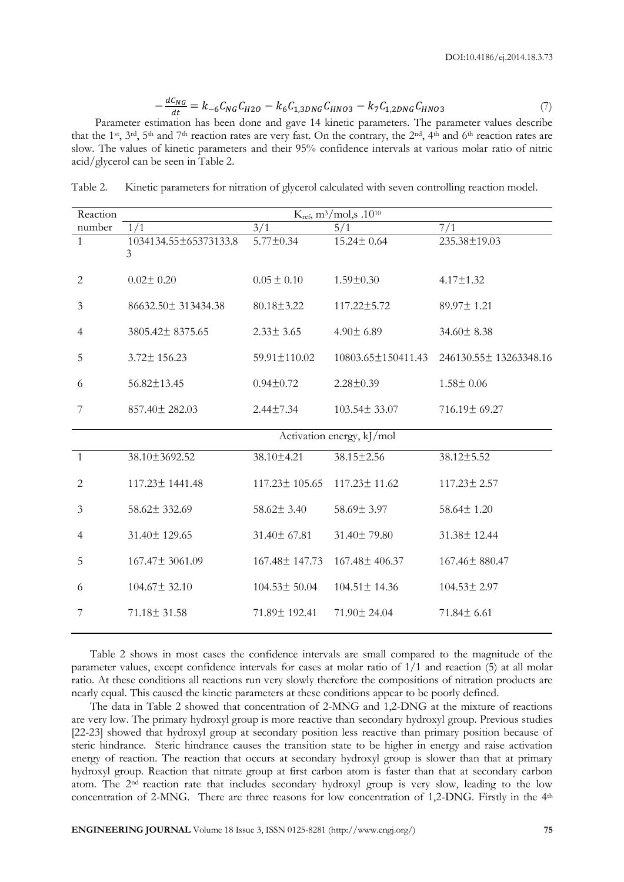$$-\frac{dC_{NG}}{dt} = k_{-6}C_{NG}C_{H2O} - k_6C_{1,3DNG}C_{HNO3} - k_7C_{1,2DNG}C_{HNO3} \tag{7}$$

Parameter estimation has been done and gave 14 kinetic parameters. The parameter values describe that the 1st, 3rd, 5th and 7th reaction rates are very fast. On the contrary, the 2nd, 4th and 6th reaction rates are slow. The values of kinetic parameters and their 95% confidence intervals at various molar ratio of nitric acid/glycerol can be seen in Table 2.

Table 2. Kinetic parameters for nitration of glycerol calculated with seven controlling reaction model.

| Reaction number | $K_{ref}$, $m^3$/mol,s .$10^{10}$ | | | |
|---|---|---|---|---|
| | 1/1 | 3/1 | 5/1 | 7/1 |
| 1 | 1034134.55±65373133.83 | 5.77±0.34 | 15.24± 0.64 | 235.38±19.03 |
| 2 | 0.02± 0.20 | 0.05 ± 0.10 | 1.59±0.30 | 4.17±1.32 |
| 3 | 86632.50± 313434.38 | 80.18±3.22 | 117.22±5.72 | 89.97± 1.21 |
| 4 | 3805.42± 8375.65 | 2.33± 3.65 | 4.90± 6.89 | 34.60± 8.38 |
| 5 | 3.72± 156.23 | 59.91±110.02 | 10803.65±150411.43 | 246130.55± 13263348.16 |
| 6 | 56.82±13.45 | 0.94±0.72 | 2.28±0.39 | 1.58± 0.06 |
| 7 | 857.40± 282.03 | 2.44±7.34 | 103.54± 33.07 | 716.19± 69.27 |
| | Activation energy, kJ/mol | | | |
| 1 | 38.10±3692.52 | 38.10±4.21 | 38.15±2.56 | 38.12±5.52 |
| 2 | 117.23± 1441.48 | 117.23± 105.65 | 117.23± 11.62 | 117.23± 2.57 |
| 3 | 58.62± 332.69 | 58.62± 3.40 | 58.69± 3.97 | 58.64± 1.20 |
| 4 | 31.40± 129.65 | 31.40± 67.81 | 31.40± 79.80 | 31.38± 12.44 |
| 5 | 167.47± 3061.09 | 167.48± 147.73 | 167.48± 406.37 | 167.46± 880.47 |
| 6 | 104.67± 32.10 | 104.53± 50.04 | 104.51± 14.36 | 104.53± 2.97 |
| 7 | 71.18± 31.58 | 71.89± 192.41 | 71.90± 24.04 | 71.84± 6.61 |

Table 2 shows in most cases the confidence intervals are small compared to the magnitude of the parameter values, except confidence intervals for cases at molar ratio of 1/1 and reaction (5) at all molar ratio. At these conditions all reactions run very slowly therefore the compositions of nitration products are nearly equal. This caused the kinetic parameters at these conditions appear to be poorly defined.

The data in Table 2 showed that concentration of 2-MNG and 1,2-DNG at the mixture of reactions are very low. The primary hydroxyl group is more reactive than secondary hydroxyl group. Previous studies [22-23] showed that hydroxyl group at secondary position less reactive than primary position because of steric hindrance. Steric hindrance causes the transition state to be higher in energy and raise activation energy of reaction. The reaction that occurs at secondary hydroxyl group is slower than that at primary hydroxyl group. Reaction that nitrate group at first carbon atom is faster than that at secondary carbon atom. The 2nd reaction rate that includes secondary hydroxyl group is very slow, leading to the low concentration of 2-MNG. There are three reasons for low concentration of 1,2-DNG. Firstly in the 4th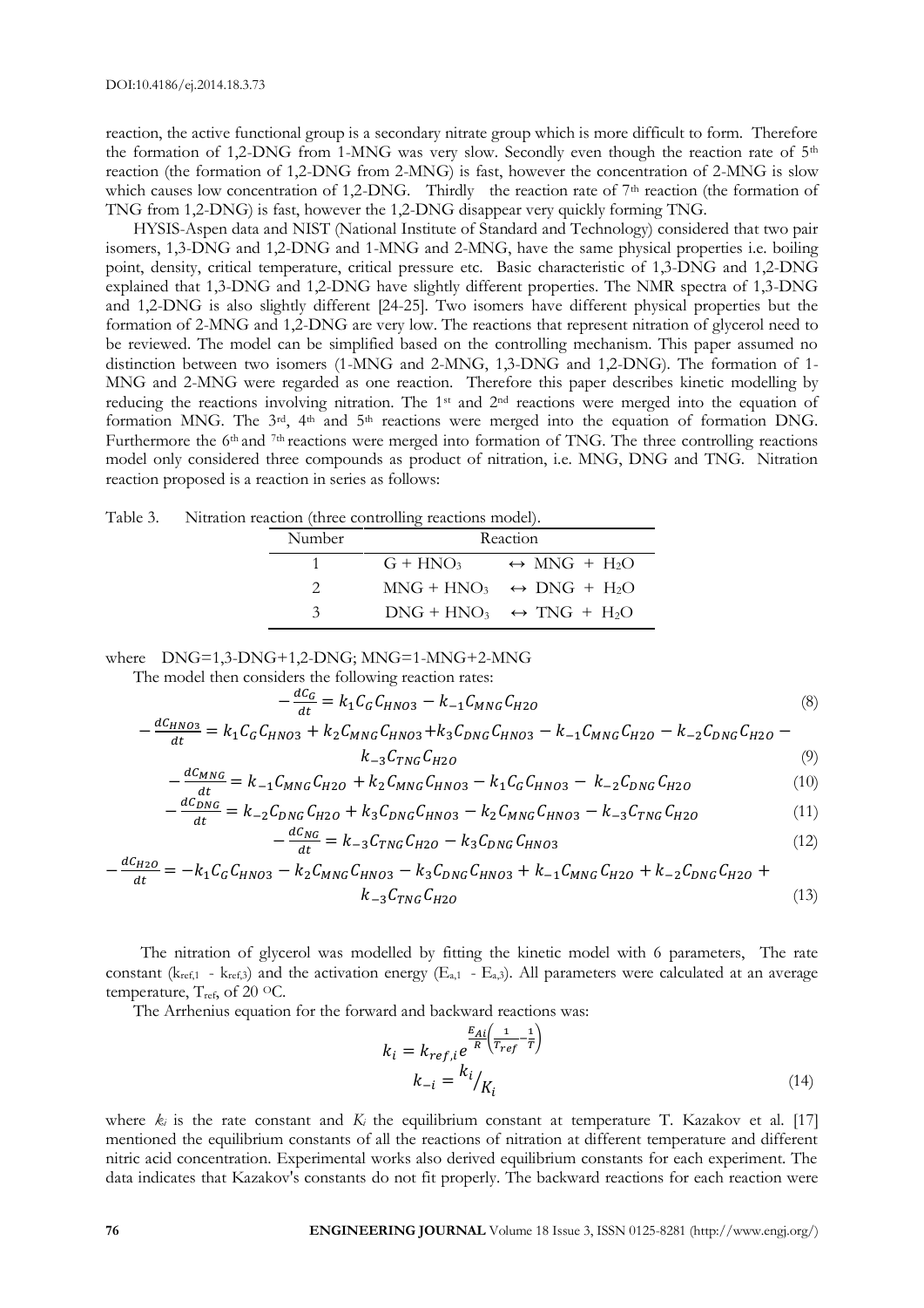reaction, the active functional group is a secondary nitrate group which is more difficult to form. Therefore the formation of 1,2-DNG from 1-MNG was very slow. Secondly even though the reaction rate of 5th reaction (the formation of 1,2-DNG from 2-MNG) is fast, however the concentration of 2-MNG is slow which causes low concentration of 1,2-DNG. Thirdly the reaction rate of 7th reaction (the formation of TNG from 1,2-DNG) is fast, however the 1,2-DNG disappear very quickly forming TNG.

HYSIS-Aspen data and NIST (National Institute of Standard and Technology) considered that two pair isomers, 1,3-DNG and 1,2-DNG and 1-MNG and 2-MNG, have the same physical properties i.e. boiling point, density, critical temperature, critical pressure etc. Basic characteristic of 1,3-DNG and 1,2-DNG explained that 1,3-DNG and 1,2-DNG have slightly different properties. The NMR spectra of 1,3-DNG and 1,2-DNG is also slightly different [24-25]. Two isomers have different physical properties but the formation of 2-MNG and 1,2-DNG are very low. The reactions that represent nitration of glycerol need to be reviewed. The model can be simplified based on the controlling mechanism. This paper assumed no distinction between two isomers (1-MNG and 2-MNG, 1,3-DNG and 1,2-DNG). The formation of 1-MNG and 2-MNG were regarded as one reaction. Therefore this paper describes kinetic modelling by reducing the reactions involving nitration. The 1st and 2nd reactions were merged into the equation of formation MNG. The 3rd, 4th and 5th reactions were merged into the equation of formation DNG. Furthermore the 6th and 7th reactions were merged into formation of TNG. The three controlling reactions model only considered three compounds as product of nitration, i.e. MNG, DNG and TNG. Nitration reaction proposed is a reaction in series as follows:

Table 3. Nitration reaction (three controlling reactions model).

| Number | Reaction |
|---|---|
| 1 | $G + HNO_3 \leftrightarrow MNG + H_2O$ |
| 2 | $MNG + HNO_3 \leftrightarrow DNG + H_2O$ |
| 3 | $DNG + HNO_3 \leftrightarrow TNG + H_2O$ |

where DNG=1,3-DNG+1,2-DNG; MNG=1-MNG+2-MNG

The model then considers the following reaction rates:

$$-\frac{dC_G}{dt} = k_1 C_G C_{HNO3} - k_{-1} C_{MNG} C_{H2O} \tag{8}$$

$$-\frac{dC_{HNO3}}{dt} = k_1 C_G C_{HNO3} + k_2 C_{MNG} C_{HNO3} + k_3 C_{DNG} C_{HNO3} - k_{-1} C_{MNG} C_{H2O} - k_{-2} C_{DNG} C_{H2O} - k_{-3} C_{TNG} C_{H2O} \tag{9}$$

$$-\frac{dC_{MNG}}{dt} = k_{-1} C_{MNG} C_{H2O} + k_2 C_{MNG} C_{HNO3} - k_1 C_G C_{HNO3} - k_{-2} C_{DNG} C_{H2O} \tag{10}$$

$$-\frac{dC_{DNG}}{dt} = k_{-2} C_{DNG} C_{H2O} + k_3 C_{DNG} C_{HNO3} - k_2 C_{MNG} C_{HNO3} - k_{-3} C_{TNG} C_{H2O} \tag{11}$$

$$-\frac{dC_{NG}}{dt} = k_{-3} C_{TNG} C_{H2O} - k_3 C_{DNG} C_{HNO3} \tag{12}$$

$$-\frac{dC_{H2O}}{dt} = -k_1 C_G C_{HNO3} - k_2 C_{MNG} C_{HNO3} - k_3 C_{DNG} C_{HNO3} + k_{-1} C_{MNG} C_{H2O} + k_{-2} C_{DNG} C_{H2O} + k_{-3} C_{TNG} C_{H2O} \tag{13}$$

The nitration of glycerol was modelled by fitting the kinetic model with 6 parameters, The rate constant ($k_{ref,1}$ - $k_{ref,3}$) and the activation energy ($E_{a,1}$ - $E_{a,3}$). All parameters were calculated at an average temperature, $T_{ref}$, of 20 °C.

The Arrhenius equation for the forward and backward reactions was:

$$k_i = k_{ref,i} e^{\frac{E_{Ai}}{R}\left(\frac{1}{T_{ref}} - \frac{1}{T}\right)}$$

$$k_{-i} = {k_i}/{K_i} \tag{14}$$

where $k_i$ is the rate constant and $K_i$ the equilibrium constant at temperature T. Kazakov et al. [17] mentioned the equilibrium constants of all the reactions of nitration at different temperature and different nitric acid concentration. Experimental works also derived equilibrium constants for each experiment. The data indicates that Kazakov's constants do not fit properly. The backward reactions for each reaction were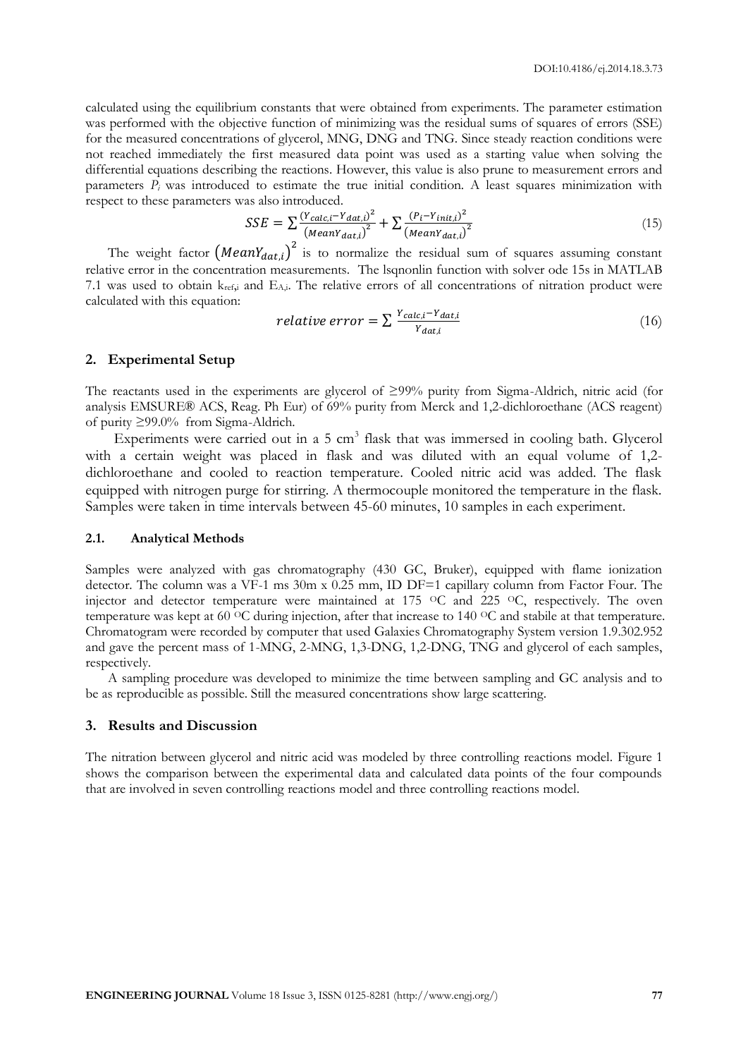calculated using the equilibrium constants that were obtained from experiments. The parameter estimation was performed with the objective function of minimizing was the residual sums of squares of errors (SSE) for the measured concentrations of glycerol, MNG, DNG and TNG. Since steady reaction conditions were not reached immediately the first measured data point was used as a starting value when solving the differential equations describing the reactions. However, this value is also prune to measurement errors and parameters $P_i$ was introduced to estimate the true initial condition. A least squares minimization with respect to these parameters was also introduced.

$$SSE = \sum \frac{(Y_{calc,i} - Y_{dat,i})^2}{(MeanY_{dat,i})^2} + \sum \frac{(P_i - Y_{init,i})^2}{(MeanY_{dat,i})^2} \tag{15}$$

The weight factor $(MeanY_{dat,i})^2$ is to normalize the residual sum of squares assuming constant relative error in the concentration measurements. The lsqnonlin function with solver ode 15s in MATLAB 7.1 was used to obtain $k_{ref,i}$ and $E_{A,i}$. The relative errors of all concentrations of nitration product were calculated with this equation:

$$relative\ error = \sum \frac{Y_{calc,i} - Y_{dat,i}}{Y_{dat,i}} \tag{16}$$

## 2. Experimental Setup

The reactants used in the experiments are glycerol of ≥99% purity from Sigma-Aldrich, nitric acid (for analysis EMSURE® ACS, Reag. Ph Eur) of 69% purity from Merck and 1,2-dichloroethane (ACS reagent) of purity ≥99.0% from Sigma-Aldrich.

Experiments were carried out in a 5 $cm^3$ flask that was immersed in cooling bath. Glycerol with a certain weight was placed in flask and was diluted with an equal volume of 1,2-dichloroethane and cooled to reaction temperature. Cooled nitric acid was added. The flask equipped with nitrogen purge for stirring. A thermocouple monitored the temperature in the flask. Samples were taken in time intervals between 45-60 minutes, 10 samples in each experiment.

### 2.1. Analytical Methods

Samples were analyzed with gas chromatography (430 GC, Bruker), equipped with flame ionization detector. The column was a VF-1 ms 30m x 0.25 mm, ID DF=1 capillary column from Factor Four. The injector and detector temperature were maintained at 175 $^{O}C$ and 225 $^{O}C$, respectively. The oven temperature was kept at 60 $^{O}C$ during injection, after that increase to 140 $^{O}C$ and stabile at that temperature. Chromatogram were recorded by computer that used Galaxies Chromatography System version 1.9.302.952 and gave the percent mass of 1-MNG, 2-MNG, 1,3-DNG, 1,2-DNG, TNG and glycerol of each samples, respectively.

A sampling procedure was developed to minimize the time between sampling and GC analysis and to be as reproducible as possible. Still the measured concentrations show large scattering.

## 3. Results and Discussion

The nitration between glycerol and nitric acid was modeled by three controlling reactions model. Figure 1 shows the comparison between the experimental data and calculated data points of the four compounds that are involved in seven controlling reactions model and three controlling reactions model.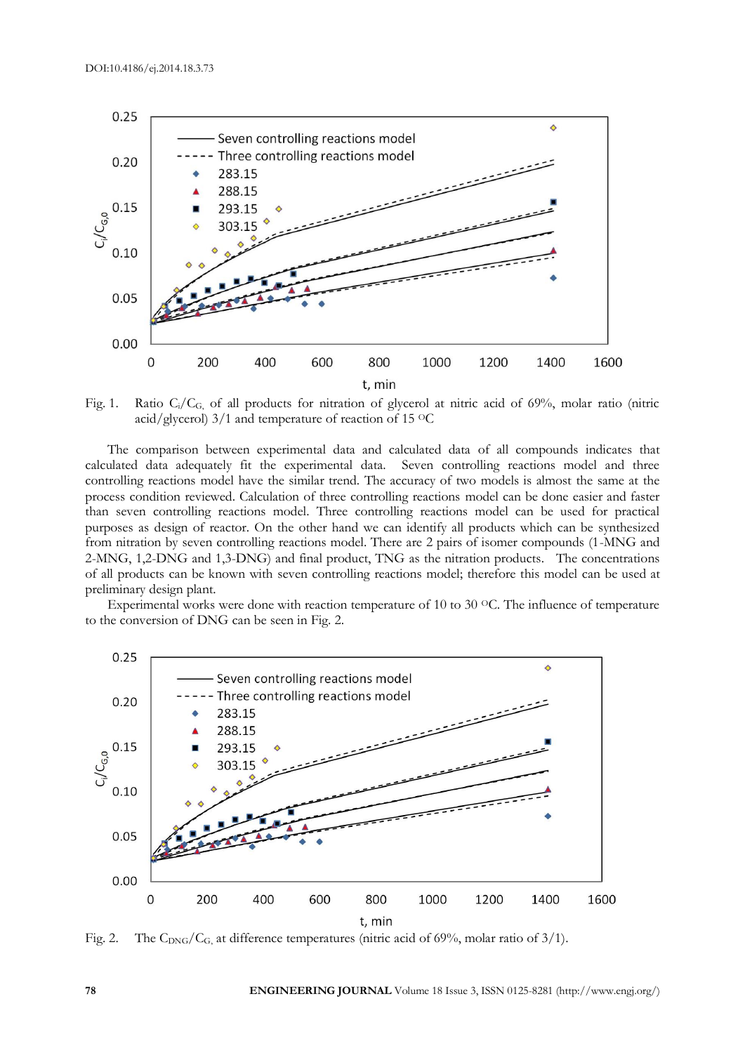Fig. 1. Ratio $C_i/C_{G,}$ of all products for nitration of glycerol at nitric acid of 69%, molar ratio (nitric acid/glycerol) 3/1 and temperature of reaction of 15 $^{O}$C

The comparison between experimental data and calculated data of all compounds indicates that calculated data adequately fit the experimental data. Seven controlling reactions model and three controlling reactions model have the similar trend. The accuracy of two models is almost the same at the process condition reviewed. Calculation of three controlling reactions model can be done easier and faster than seven controlling reactions model. Three controlling reactions model can be used for practical purposes as design of reactor. On the other hand we can identify all products which can be synthesized from nitration by seven controlling reactions model. There are 2 pairs of isomer compounds (1-MNG and 2-MNG, 1,2-DNG and 1,3-DNG) and final product, TNG as the nitration products. The concentrations of all products can be known with seven controlling reactions model; therefore this model can be used at preliminary design plant.

Experimental works were done with reaction temperature of 10 to 30 $^{O}$C. The influence of temperature to the conversion of DNG can be seen in Fig. 2.

Fig. 2. The $C_{DNG}/C_{G,}$ at difference temperatures (nitric acid of 69%, molar ratio of 3/1).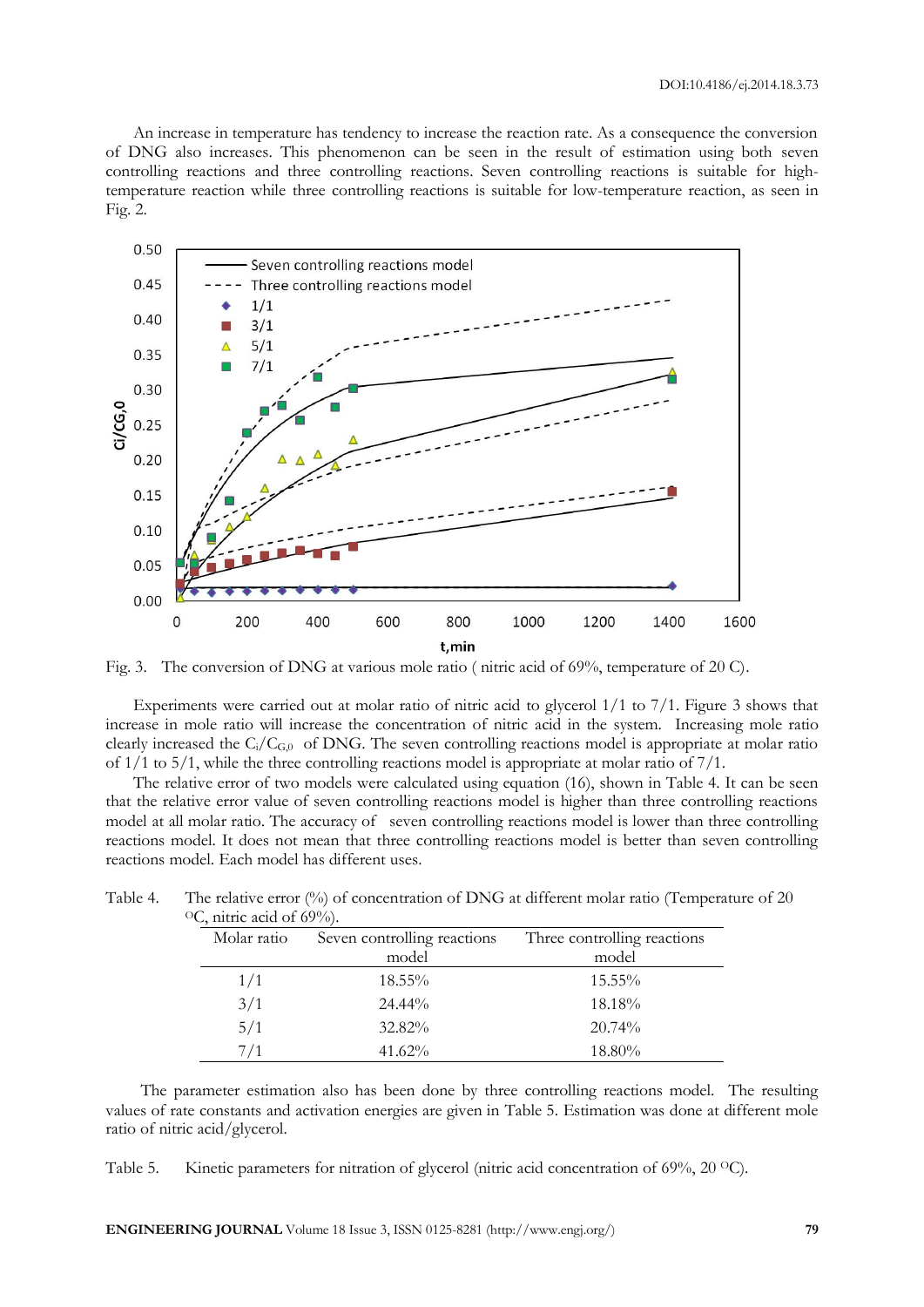An increase in temperature has tendency to increase the reaction rate. As a consequence the conversion of DNG also increases. This phenomenon can be seen in the result of estimation using both seven controlling reactions and three controlling reactions. Seven controlling reactions is suitable for high-temperature reaction while three controlling reactions is suitable for low-temperature reaction, as seen in Fig. 2.

Fig. 3. The conversion of DNG at various mole ratio ( nitric acid of 69%, temperature of 20 C).

Experiments were carried out at molar ratio of nitric acid to glycerol 1/1 to 7/1. Figure 3 shows that increase in mole ratio will increase the concentration of nitric acid in the system. Increasing mole ratio clearly increased the $C_i/C_{G,0}$ of DNG. The seven controlling reactions model is appropriate at molar ratio of 1/1 to 5/1, while the three controlling reactions model is appropriate at molar ratio of 7/1.

The relative error of two models were calculated using equation (16), shown in Table 4. It can be seen that the relative error value of seven controlling reactions model is higher than three controlling reactions model at all molar ratio. The accuracy of seven controlling reactions model is lower than three controlling reactions model. It does not mean that three controlling reactions model is better than seven controlling reactions model. Each model has different uses.

Table 4. The relative error (%) of concentration of DNG at different molar ratio (Temperature of 20 $^{O}$C, nitric acid of 69%).

| Molar ratio | Seven controlling reactions model | Three controlling reactions model |
|---|---|---|
| 1/1 | 18.55% | 15.55% |
| 3/1 | 24.44% | 18.18% |
| 5/1 | 32.82% | 20.74% |
| 7/1 | 41.62% | 18.80% |

The parameter estimation also has been done by three controlling reactions model. The resulting values of rate constants and activation energies are given in Table 5. Estimation was done at different mole ratio of nitric acid/glycerol.

Table 5. Kinetic parameters for nitration of glycerol (nitric acid concentration of 69%, 20 $^{O}$C).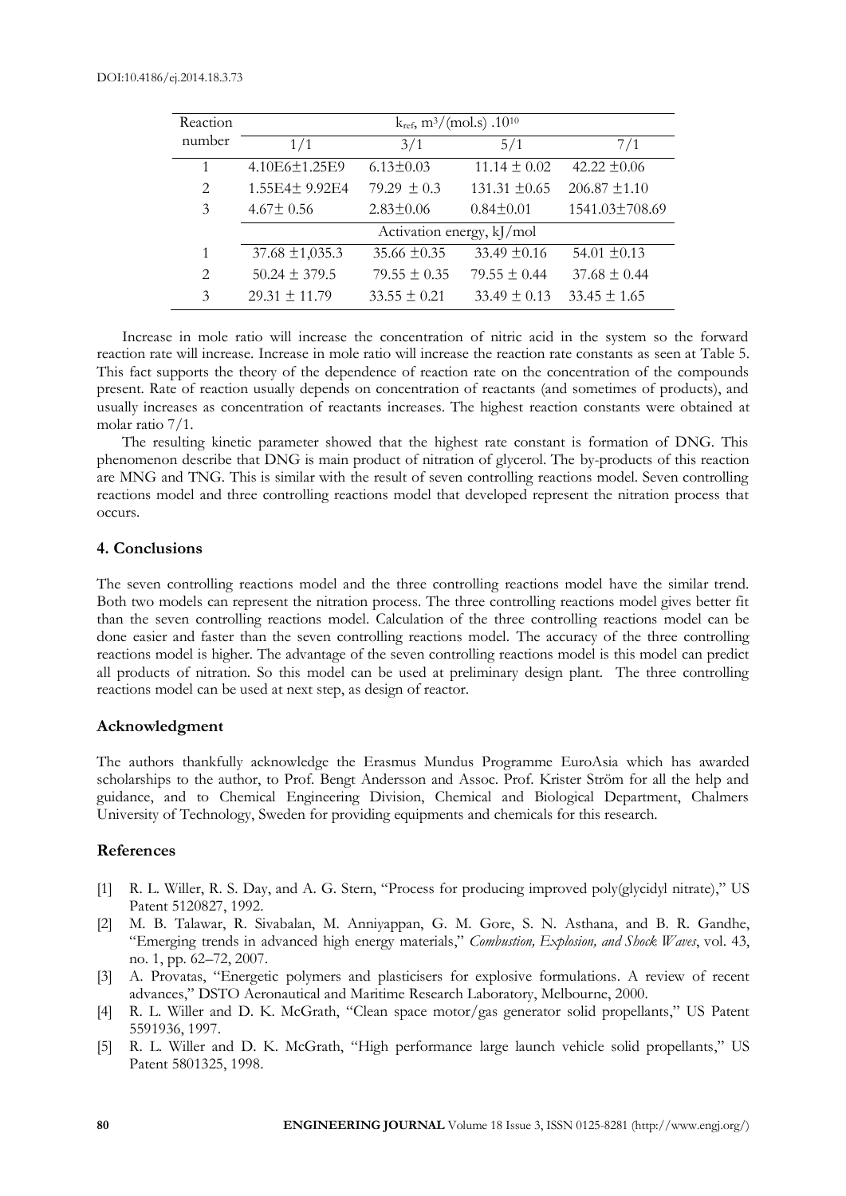| Reaction number | $k_{ref}$, $m^3/(mol.s)$ $.10^{10}$ | | | |
|---|---|---|---|---|
| | 1/1 | 3/1 | 5/1 | 7/1 |
| 1 | 4.10E6±1.25E9 | 6.13±0.03 | 11.14 ± 0.02 | 42.22 ±0.06 |
| 2 | 1.55E4± 9.92E4 | 79.29 ± 0.3 | 131.31 ±0.65 | 206.87 ±1.10 |
| 3 | 4.67± 0.56 | 2.83±0.06 | 0.84±0.01 | 1541.03±708.69 |
| | Activation energy, kJ/mol | | | |
| 1 | 37.68 ±1,035.3 | 35.66 ±0.35 | 33.49 ±0.16 | 54.01 ±0.13 |
| 2 | 50.24 ± 379.5 | 79.55 ± 0.35 | 79.55 ± 0.44 | 37.68 ± 0.44 |
| 3 | 29.31 ± 11.79 | 33.55 ± 0.21 | 33.49 ± 0.13 | 33.45 ± 1.65 |

Increase in mole ratio will increase the concentration of nitric acid in the system so the forward reaction rate will increase. Increase in mole ratio will increase the reaction rate constants as seen at Table 5. This fact supports the theory of the dependence of reaction rate on the concentration of the compounds present. Rate of reaction usually depends on concentration of reactants (and sometimes of products), and usually increases as concentration of reactants increases. The highest reaction constants were obtained at molar ratio 7/1.

The resulting kinetic parameter showed that the highest rate constant is formation of DNG. This phenomenon describe that DNG is main product of nitration of glycerol. The by-products of this reaction are MNG and TNG. This is similar with the result of seven controlling reactions model. Seven controlling reactions model and three controlling reactions model that developed represent the nitration process that occurs.

## 4. Conclusions

The seven controlling reactions model and the three controlling reactions model have the similar trend. Both two models can represent the nitration process. The three controlling reactions model gives better fit than the seven controlling reactions model. Calculation of the three controlling reactions model can be done easier and faster than the seven controlling reactions model. The accuracy of the three controlling reactions model is higher. The advantage of the seven controlling reactions model is this model can predict all products of nitration. So this model can be used at preliminary design plant. The three controlling reactions model can be used at next step, as design of reactor.

## Acknowledgment

The authors thankfully acknowledge the Erasmus Mundus Programme EuroAsia which has awarded scholarships to the author, to Prof. Bengt Andersson and Assoc. Prof. Krister Ström for all the help and guidance, and to Chemical Engineering Division, Chemical and Biological Department, Chalmers University of Technology, Sweden for providing equipments and chemicals for this research.

## References

[1] R. L. Willer, R. S. Day, and A. G. Stern, "Process for producing improved poly(glycidyl nitrate)," US Patent 5120827, 1992.

[2] M. B. Talawar, R. Sivabalan, M. Anniyappan, G. M. Gore, S. N. Asthana, and B. R. Gandhe, "Emerging trends in advanced high energy materials," *Combustion, Explosion, and Shock Waves*, vol. 43, no. 1, pp. 62–72, 2007.

[3] A. Provatas, "Energetic polymers and plasticisers for explosive formulations. A review of recent advances," DSTO Aeronautical and Maritime Research Laboratory, Melbourne, 2000.

[4] R. L. Willer and D. K. McGrath, "Clean space motor/gas generator solid propellants," US Patent 5591936, 1997.

[5] R. L. Willer and D. K. McGrath, "High performance large launch vehicle solid propellants," US Patent 5801325, 1998.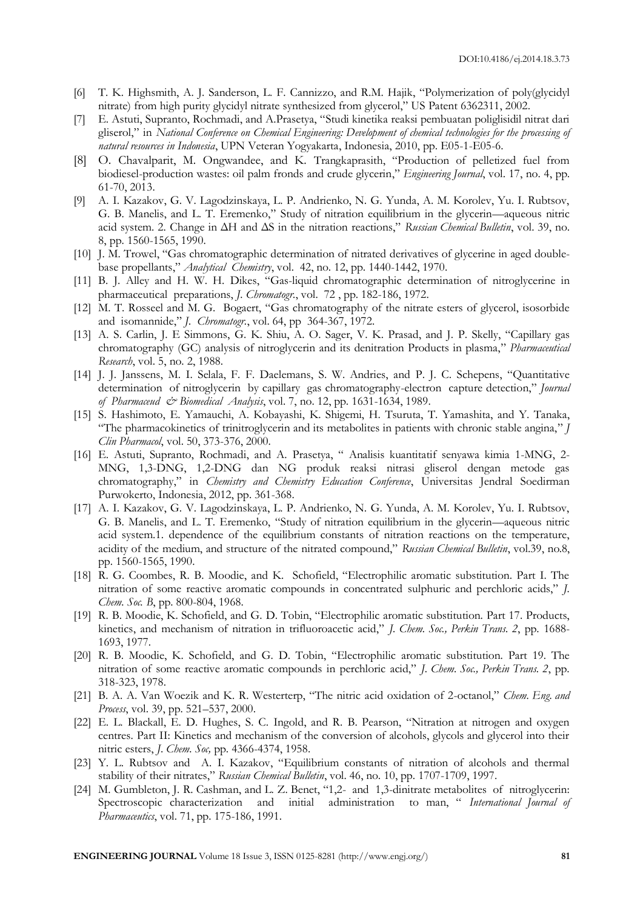[6] T. K. Highsmith, A. J. Sanderson, L. F. Cannizzo, and R.M. Hajik, "Polymerization of poly(glycidyl nitrate) from high purity glycidyl nitrate synthesized from glycerol," US Patent 6362311, 2002.

[7] E. Astuti, Supranto, Rochmadi, and A.Prasetya, "Studi kinetika reaksi pembuatan poliglisidil nitrat dari gliserol," in *National Conference on Chemical Engineering: Development of chemical technologies for the processing of natural resources in Indonesia*, UPN Veteran Yogyakarta, Indonesia, 2010, pp. E05-1-E05-6.

[8] O. Chavalparit, M. Ongwandee, and K. Trangkaprasith, "Production of pelletized fuel from biodiesel-production wastes: oil palm fronds and crude glycerin," *Engineering Journal*, vol. 17, no. 4, pp. 61-70, 2013.

[9] A. I. Kazakov, G. V. Lagodzinskaya, L. P. Andrienko, N. G. Yunda, A. M. Korolev, Yu. I. Rubtsov, G. B. Manelis, and L. T. Eremenko," Study of nitration equilibrium in the glycerin—aqueous nitric acid system. 2. Change in ΔH and ΔS in the nitration reactions," *Russian Chemical Bulletin*, vol. 39, no. 8, pp. 1560-1565, 1990.

[10] J. M. Trowel, "Gas chromatographic determination of nitrated derivatives of glycerine in aged double-base propellants," *Analytical Chemistry*, vol. 42, no. 12, pp. 1440-1442, 1970.

[11] B. J. Alley and H. W. H. Dikes, "Gas-liquid chromatographic determination of nitroglycerine in pharmaceutical preparations, *J. Chromatogr.*, vol. 72 , pp. 182-186, 1972.

[12] M. T. Rosseel and M. G. Bogaert, "Gas chromatography of the nitrate esters of glycerol, isosorbide and isomannide," *J. Chromatogr.*, vol. 64, pp 364-367, 1972.

[13] A. S. Carlin, J. E Simmons, G. K. Shiu, A. O. Sager, V. K. Prasad, and J. P. Skelly, "Capillary gas chromatography (GC) analysis of nitroglycerin and its denitration Products in plasma," *Pharmaceutical Research*, vol. 5, no. 2, 1988.

[14] J. J. Janssens, M. I. Selala, F. F. Daelemans, S. W. Andries, and P. J. C. Schepens, "Quantitative determination of nitroglycerin by capillary gas chromatography-electron capture detection," *Journal of Pharmaceud & Biomedical Analysis*, vol. 7, no. 12, pp. 1631-1634, 1989.

[15] S. Hashimoto, E. Yamauchi, A. Kobayashi, K. Shigemi, H. Tsuruta, T. Yamashita, and Y. Tanaka, "The pharmacokinetics of trinitroglycerin and its metabolites in patients with chronic stable angina," *J Clin Pharmacol*, vol. 50, 373-376, 2000.

[16] E. Astuti, Supranto, Rochmadi, and A. Prasetya, " Analisis kuantitatif senyawa kimia 1-MNG, 2-MNG, 1,3-DNG, 1,2-DNG dan NG produk reaksi nitrasi gliserol dengan metode gas chromatography," in *Chemistry and Chemistry Education Conference*, Universitas Jendral Soedirman Purwokerto, Indonesia, 2012, pp. 361-368.

[17] A. I. Kazakov, G. V. Lagodzinskaya, L. P. Andrienko, N. G. Yunda, A. M. Korolev, Yu. I. Rubtsov, G. B. Manelis, and L. T. Eremenko, "Study of nitration equilibrium in the glycerin—aqueous nitric acid system.1. dependence of the equilibrium constants of nitration reactions on the temperature, acidity of the medium, and structure of the nitrated compound," *Russian Chemical Bulletin*, vol.39, no.8, pp. 1560-1565, 1990.

[18] R. G. Coombes, R. B. Moodie, and K. Schofield, "Electrophilic aromatic substitution. Part I. The nitration of some reactive aromatic compounds in concentrated sulphuric and perchloric acids," *J. Chem. Soc. B*, pp. 800-804, 1968.

[19] R. B. Moodie, K. Schofield, and G. D. Tobin, "Electrophilic aromatic substitution. Part 17. Products, kinetics, and mechanism of nitration in trifluoroacetic acid," *J. Chem. Soc., Perkin Trans. 2*, pp. 1688-1693, 1977.

[20] R. B. Moodie, K. Schofield, and G. D. Tobin, "Electrophilic aromatic substitution. Part 19. The nitration of some reactive aromatic compounds in perchloric acid," *J. Chem. Soc., Perkin Trans. 2*, pp. 318-323, 1978.

[21] B. A. A. Van Woezik and K. R. Westerterp, "The nitric acid oxidation of 2-octanol," *Chem. Eng. and Process*, vol. 39, pp. 521–537, 2000.

[22] E. L. Blackall, E. D. Hughes, S. C. Ingold, and R. B. Pearson, "Nitration at nitrogen and oxygen centres. Part II: Kinetics and mechanism of the conversion of alcohols, glycols and glycerol into their nitric esters, *J. Chem. Soc,* pp. 4366-4374, 1958.

[23] Y. L. Rubtsov and A. I. Kazakov, "Equilibrium constants of nitration of alcohols and thermal stability of their nitrates," *Russian Chemical Bulletin*, vol. 46, no. 10, pp. 1707-1709, 1997.

[24] M. Gumbleton, J. R. Cashman, and L. Z. Benet, "1,2- and 1,3-dinitrate metabolites of nitroglycerin: Spectroscopic characterization and initial administration to man, " *International Journal of Pharmaceutics*, vol. 71, pp. 175-186, 1991.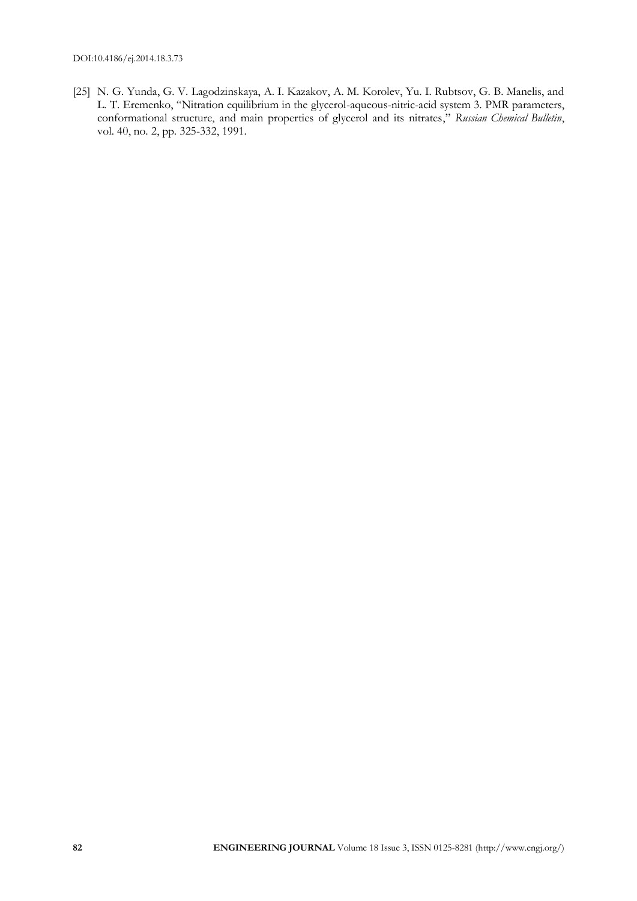[25] N. G. Yunda, G. V. Lagodzinskaya, A. I. Kazakov, A. M. Korolev, Yu. I. Rubtsov, G. B. Manelis, and L. T. Eremenko, "Nitration equilibrium in the glycerol-aqueous-nitric-acid system 3. PMR parameters, conformational structure, and main properties of glycerol and its nitrates," *Russian Chemical Bulletin*, vol. 40, no. 2, pp. 325-332, 1991.